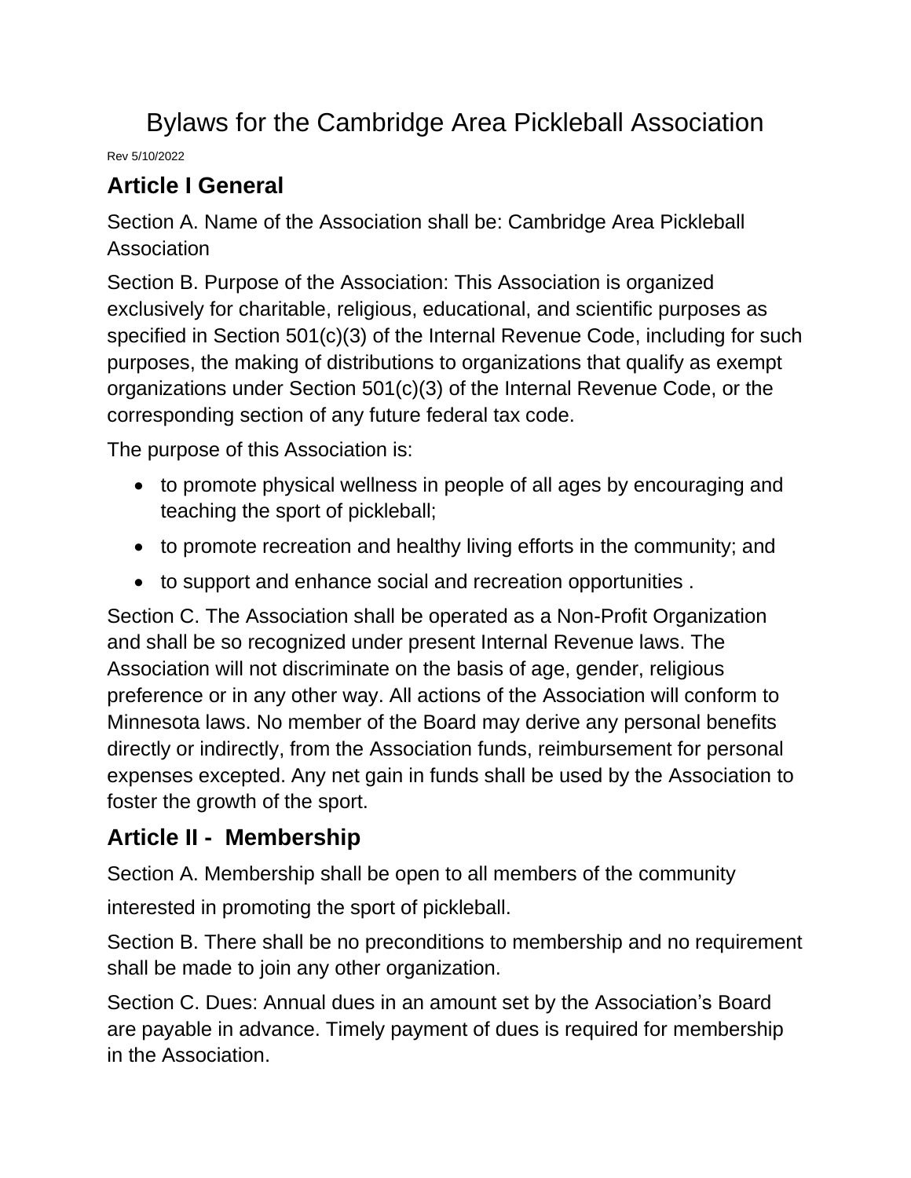# Bylaws for the Cambridge Area Pickleball Association

Rev 5/10/2022

## Article I General

Section A. Name of the Association shall be: Cambridge Area Pickleball Association

Section B. Purpose of the Association: This Association is organized exclusively for charitable, religious, educational, and scientific purposes as specified in Section 501(c)(3) of the Internal Revenue Code, including for such purposes, the making of distributions to organizations that qualify as exempt organizations under Section 501(c)(3) of the Internal Revenue Code, or the corresponding section of any future federal tax code.

The purpose of this Association is:

- to promote physical wellness in people of all ages by encouraging and teaching the sport of pickleball;
- to promote recreation and healthy living efforts in the community; and
- to support and enhance social and recreation opportunities .

Section C. The Association shall be operated as a Non-Profit Organization and shall be so recognized under present Internal Revenue laws. The Association will not discriminate on the basis of age, gender, religious preference or in any other way. All actions of the Association will conform to Minnesota laws. No member of the Board may derive any personal benefits directly or indirectly, from the Association funds, reimbursement for personal expenses excepted. Any net gain in funds shall be used by the Association to foster the growth of the sport.

## Article II - Membership

Section A. Membership shall be open to all members of the community interested in promoting the sport of pickleball.

Section B. There shall be no preconditions to membership and no requirement shall be made to join any other organization.

Section C. Dues: Annual dues in an amount set by the Association's Board are payable in advance. Timely payment of dues is required for membership in the Association.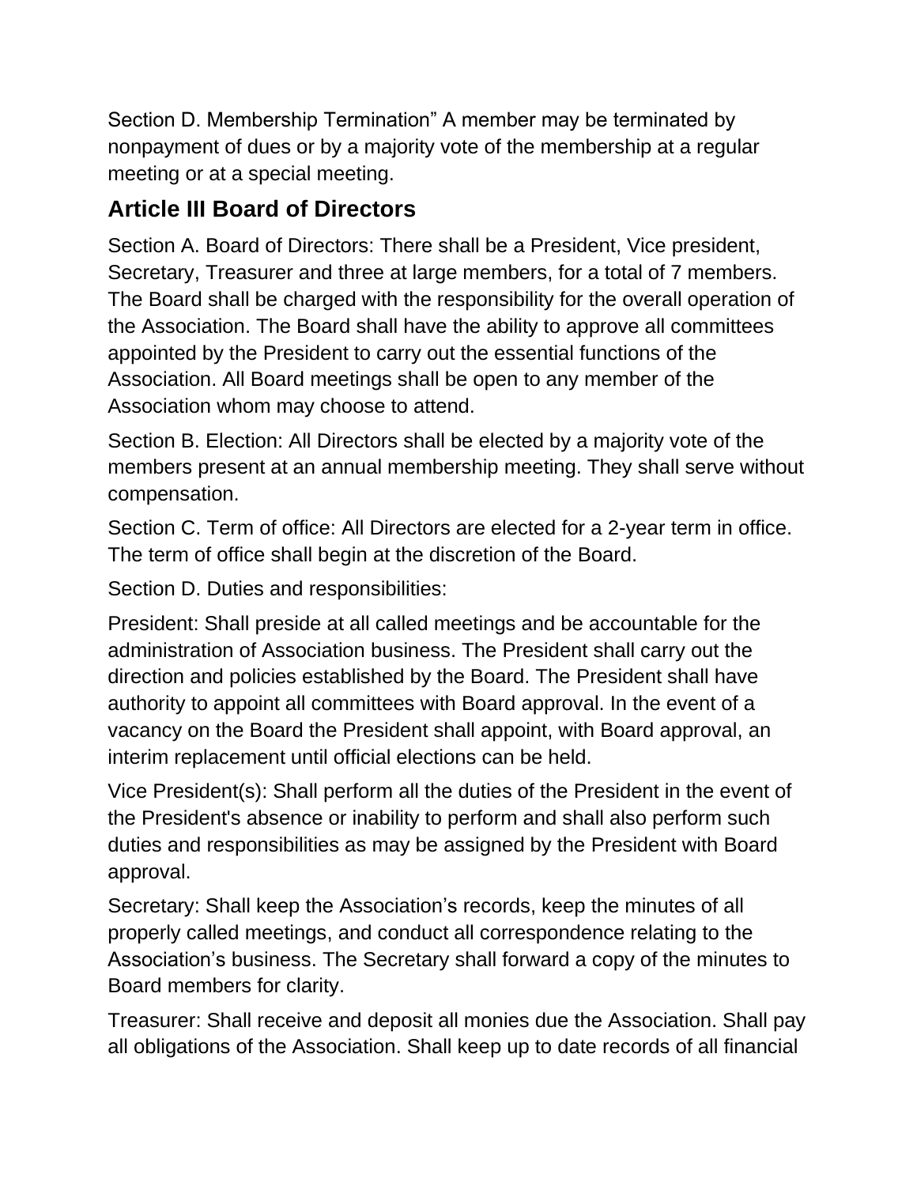Section D. Membership Termination” A member may be terminated by nonpayment of dues or by a majority vote of the membership at a regular meeting or at a special meeting.

## Article III Board of Directors

Section A. Board of Directors: There shall be a President, Vice president, Secretary, Treasurer and three at large members, for a total of 7 members. The Board shall be charged with the responsibility for the overall operation of the Association. The Board shall have the ability to approve all committees appointed by the President to carry out the essential functions of the Association. All Board meetings shall be open to any member of the Association whom may choose to attend.

Section B. Election: All Directors shall be elected by a majority vote of the members present at an annual membership meeting. They shall serve without compensation.

Section C. Term of office: All Directors are elected for a 2-year term in office. The term of office shall begin at the discretion of the Board.

Section D. Duties and responsibilities:

President: Shall preside at all called meetings and be accountable for the administration of Association business. The President shall carry out the direction and policies established by the Board. The President shall have authority to appoint all committees with Board approval. In the event of a vacancy on the Board the President shall appoint, with Board approval, an interim replacement until official elections can be held.

Vice President(s): Shall perform all the duties of the President in the event of the President's absence or inability to perform and shall also perform such duties and responsibilities as may be assigned by the President with Board approval.

Secretary: Shall keep the Association’s records, keep the minutes of all properly called meetings, and conduct all correspondence relating to the Association’s business. The Secretary shall forward a copy of the minutes to Board members for clarity.

Treasurer: Shall receive and deposit all monies due the Association. Shall pay all obligations of the Association. Shall keep up to date records of all financial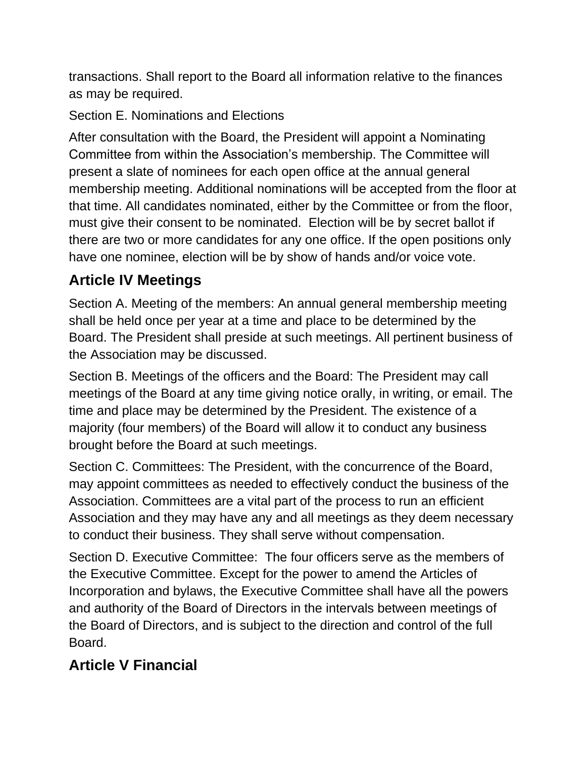transactions. Shall report to the Board all information relative to the finances as may be required.

Section E. Nominations and Elections

After consultation with the Board, the President will appoint a Nominating Committee from within the Association's membership. The Committee will present a slate of nominees for each open office at the annual general membership meeting. Additional nominations will be accepted from the floor at that time. All candidates nominated, either by the Committee or from the floor, must give their consent to be nominated. Election will be by secret ballot if there are two or more candidates for any one office. If the open positions only have one nominee, election will be by show of hands and/or voice vote.

## Article IV Meetings

Section A. Meeting of the members: An annual general membership meeting shall be held once per year at a time and place to be determined by the Board. The President shall preside at such meetings. All pertinent business of the Association may be discussed.

Section B. Meetings of the officers and the Board: The President may call meetings of the Board at any time giving notice orally, in writing, or email. The time and place may be determined by the President. The existence of a majority (four members) of the Board will allow it to conduct any business brought before the Board at such meetings.

Section C. Committees: The President, with the concurrence of the Board, may appoint committees as needed to effectively conduct the business of the Association. Committees are a vital part of the process to run an efficient Association and they may have any and all meetings as they deem necessary to conduct their business. They shall serve without compensation.

Section D. Executive Committee: The four officers serve as the members of the Executive Committee. Except for the power to amend the Articles of Incorporation and bylaws, the Executive Committee shall have all the powers and authority of the Board of Directors in the intervals between meetings of the Board of Directors, and is subject to the direction and control of the full Board.

## Article V Financial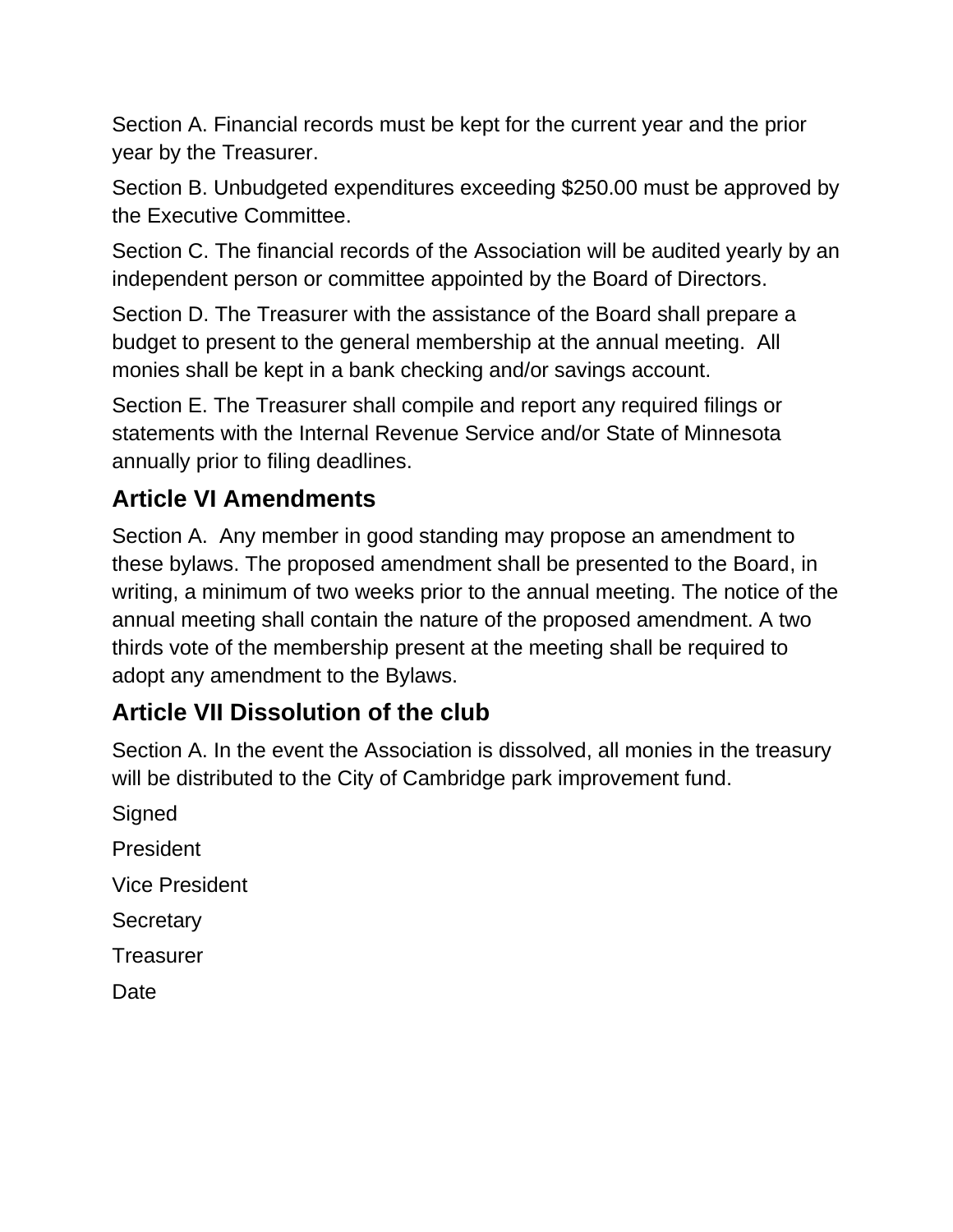Section A. Financial records must be kept for the current year and the prior year by the Treasurer.

Section B. Unbudgeted expenditures exceeding $250.00 must be approved by the Executive Committee.

Section C. The financial records of the Association will be audited yearly by an independent person or committee appointed by the Board of Directors.

Section D. The Treasurer with the assistance of the Board shall prepare a budget to present to the general membership at the annual meeting. All monies shall be kept in a bank checking and/or savings account.

Section E. The Treasurer shall compile and report any required filings or statements with the Internal Revenue Service and/or State of Minnesota annually prior to filing deadlines.

## Article VI Amendments

Section A. Any member in good standing may propose an amendment to these bylaws. The proposed amendment shall be presented to the Board, in writing, a minimum of two weeks prior to the annual meeting. The notice of the annual meeting shall contain the nature of the proposed amendment. A two thirds vote of the membership present at the meeting shall be required to adopt any amendment to the Bylaws.

## Article VII Dissolution of the club

Section A. In the event the Association is dissolved, all monies in the treasury will be distributed to the City of Cambridge park improvement fund.

Signed

President

Vice President

Secretary

Treasurer

Date